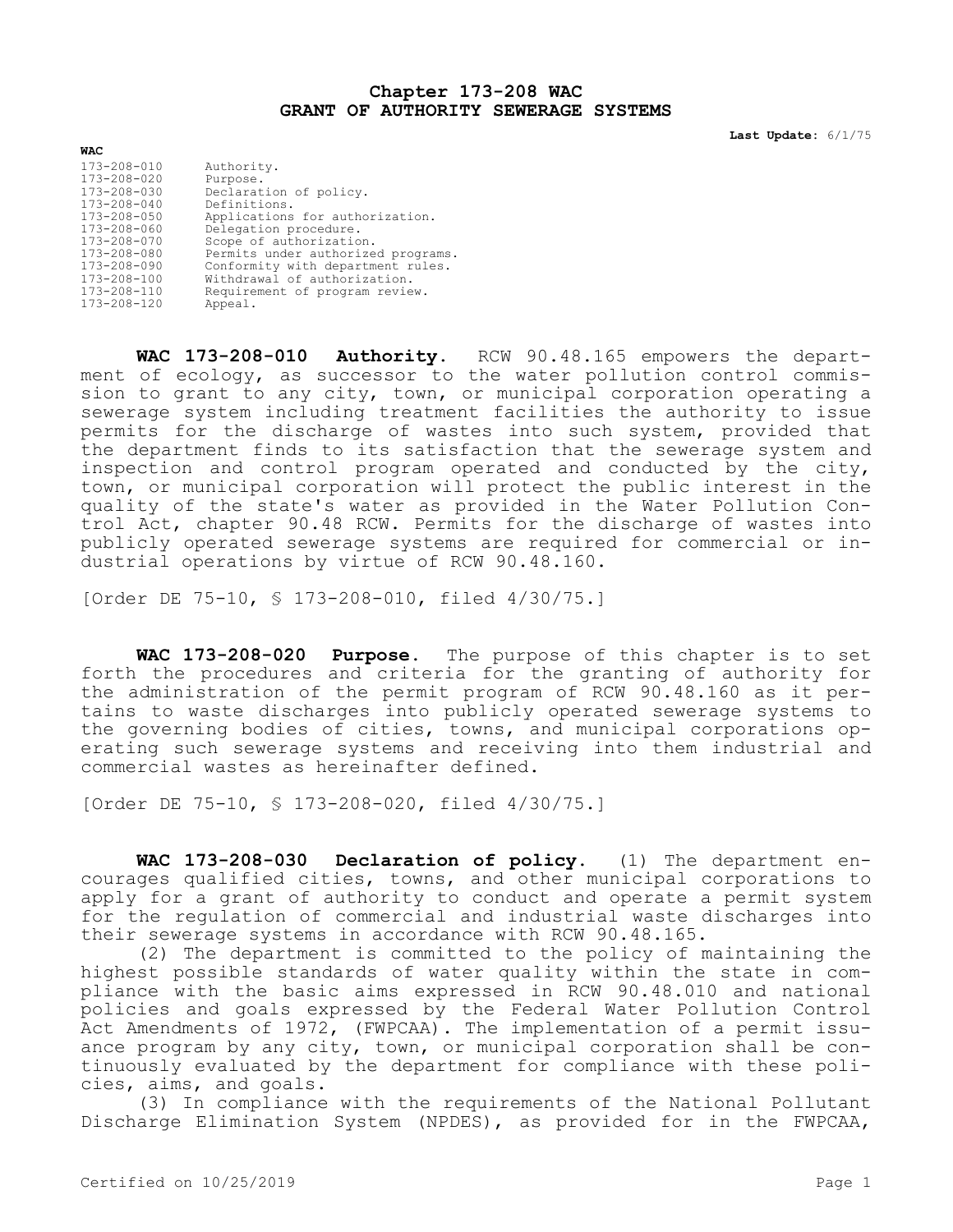# Chapter 173-208 WAC
# GRANT OF AUTHORITY SEWERAGE SYSTEMS

**Last Update:** 6/1/75

**WAC**

| | |
|---|---|
| 173-208-010 | Authority. |
| 173-208-020 | Purpose. |
| 173-208-030 | Declaration of policy. |
| 173-208-040 | Definitions. |
| 173-208-050 | Applications for authorization. |
| 173-208-060 | Delegation procedure. |
| 173-208-070 | Scope of authorization. |
| 173-208-080 | Permits under authorized programs. |
| 173-208-090 | Conformity with department rules. |
| 173-208-100 | Withdrawal of authorization. |
| 173-208-110 | Requirement of program review. |
| 173-208-120 | Appeal. |

**WAC 173-208-010 Authority.** RCW 90.48.165 empowers the department of ecology, as successor to the water pollution control commission to grant to any city, town, or municipal corporation operating a sewerage system including treatment facilities the authority to issue permits for the discharge of wastes into such system, provided that the department finds to its satisfaction that the sewerage system and inspection and control program operated and conducted by the city, town, or municipal corporation will protect the public interest in the quality of the state's water as provided in the Water Pollution Control Act, chapter 90.48 RCW. Permits for the discharge of wastes into publicly operated sewerage systems are required for commercial or industrial operations by virtue of RCW 90.48.160.

[Order DE 75-10, § 173-208-010, filed 4/30/75.]

**WAC 173-208-020 Purpose.** The purpose of this chapter is to set forth the procedures and criteria for the granting of authority for the administration of the permit program of RCW 90.48.160 as it pertains to waste discharges into publicly operated sewerage systems to the governing bodies of cities, towns, and municipal corporations operating such sewerage systems and receiving into them industrial and commercial wastes as hereinafter defined.

[Order DE 75-10, § 173-208-020, filed 4/30/75.]

**WAC 173-208-030 Declaration of policy.** (1) The department encourages qualified cities, towns, and other municipal corporations to apply for a grant of authority to conduct and operate a permit system for the regulation of commercial and industrial waste discharges into their sewerage systems in accordance with RCW 90.48.165.

(2) The department is committed to the policy of maintaining the highest possible standards of water quality within the state in compliance with the basic aims expressed in RCW 90.48.010 and national policies and goals expressed by the Federal Water Pollution Control Act Amendments of 1972, (FWPCAA). The implementation of a permit issuance program by any city, town, or municipal corporation shall be continuously evaluated by the department for compliance with these policies, aims, and goals.

(3) In compliance with the requirements of the National Pollutant Discharge Elimination System (NPDES), as provided for in the FWPCAA,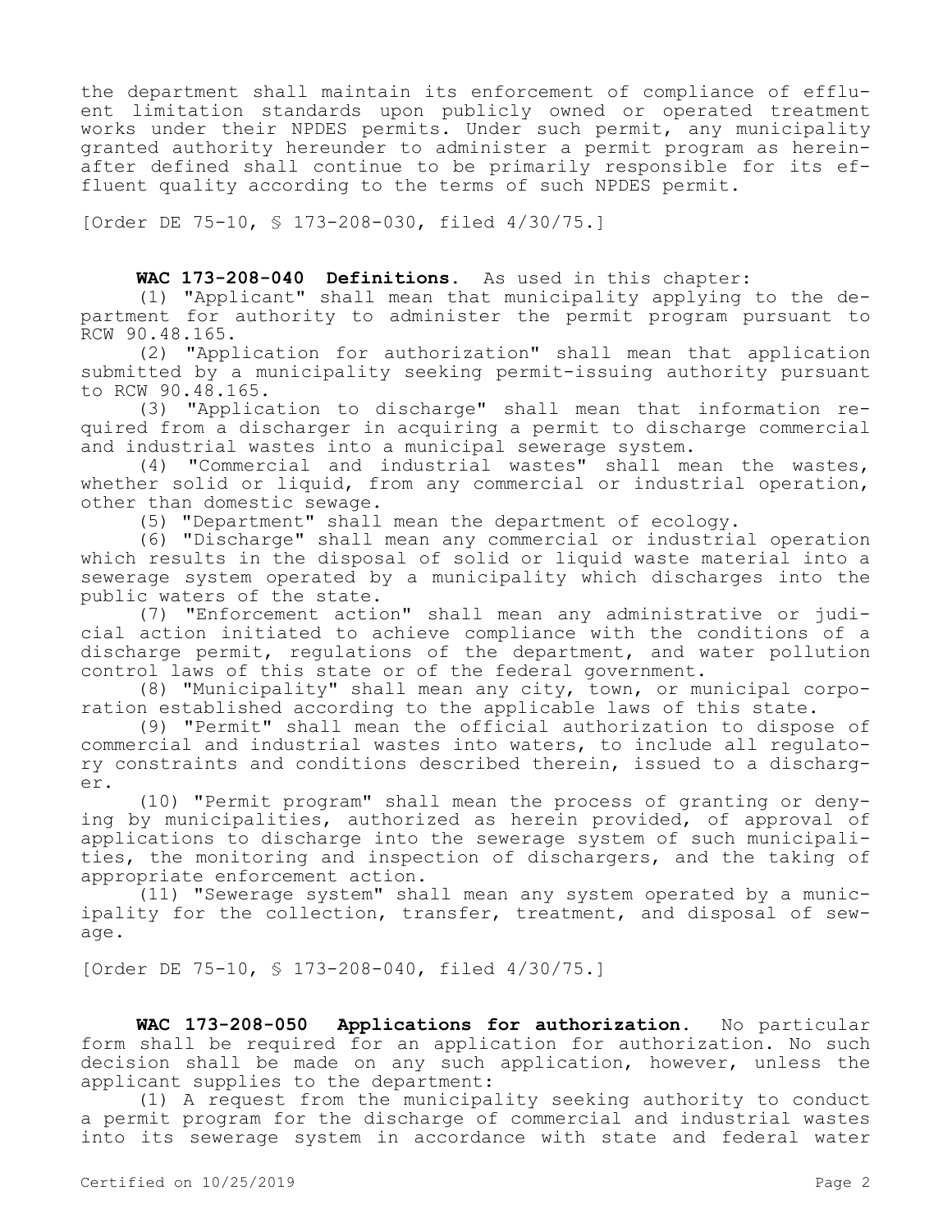the department shall maintain its enforcement of compliance of effluent limitation standards upon publicly owned or operated treatment works under their NPDES permits. Under such permit, any municipality granted authority hereunder to administer a permit program as hereinafter defined shall continue to be primarily responsible for its effluent quality according to the terms of such NPDES permit.

[Order DE 75-10, § 173-208-030, filed 4/30/75.]

**WAC 173-208-040 Definitions.** As used in this chapter:

(1) "Applicant" shall mean that municipality applying to the department for authority to administer the permit program pursuant to RCW 90.48.165.

(2) "Application for authorization" shall mean that application submitted by a municipality seeking permit-issuing authority pursuant to RCW 90.48.165.

(3) "Application to discharge" shall mean that information required from a discharger in acquiring a permit to discharge commercial and industrial wastes into a municipal sewerage system.

(4) "Commercial and industrial wastes" shall mean the wastes, whether solid or liquid, from any commercial or industrial operation, other than domestic sewage.

(5) "Department" shall mean the department of ecology.

(6) "Discharge" shall mean any commercial or industrial operation which results in the disposal of solid or liquid waste material into a sewerage system operated by a municipality which discharges into the public waters of the state.

(7) "Enforcement action" shall mean any administrative or judicial action initiated to achieve compliance with the conditions of a discharge permit, regulations of the department, and water pollution control laws of this state or of the federal government.

(8) "Municipality" shall mean any city, town, or municipal corporation established according to the applicable laws of this state.

(9) "Permit" shall mean the official authorization to dispose of commercial and industrial wastes into waters, to include all regulatory constraints and conditions described therein, issued to a discharger.

(10) "Permit program" shall mean the process of granting or denying by municipalities, authorized as herein provided, of approval of applications to discharge into the sewerage system of such municipalities, the monitoring and inspection of dischargers, and the taking of appropriate enforcement action.

(11) "Sewerage system" shall mean any system operated by a municipality for the collection, transfer, treatment, and disposal of sewage.

[Order DE 75-10, § 173-208-040, filed 4/30/75.]

**WAC 173-208-050 Applications for authorization.** No particular form shall be required for an application for authorization. No such decision shall be made on any such application, however, unless the applicant supplies to the department:

(1) A request from the municipality seeking authority to conduct a permit program for the discharge of commercial and industrial wastes into its sewerage system in accordance with state and federal water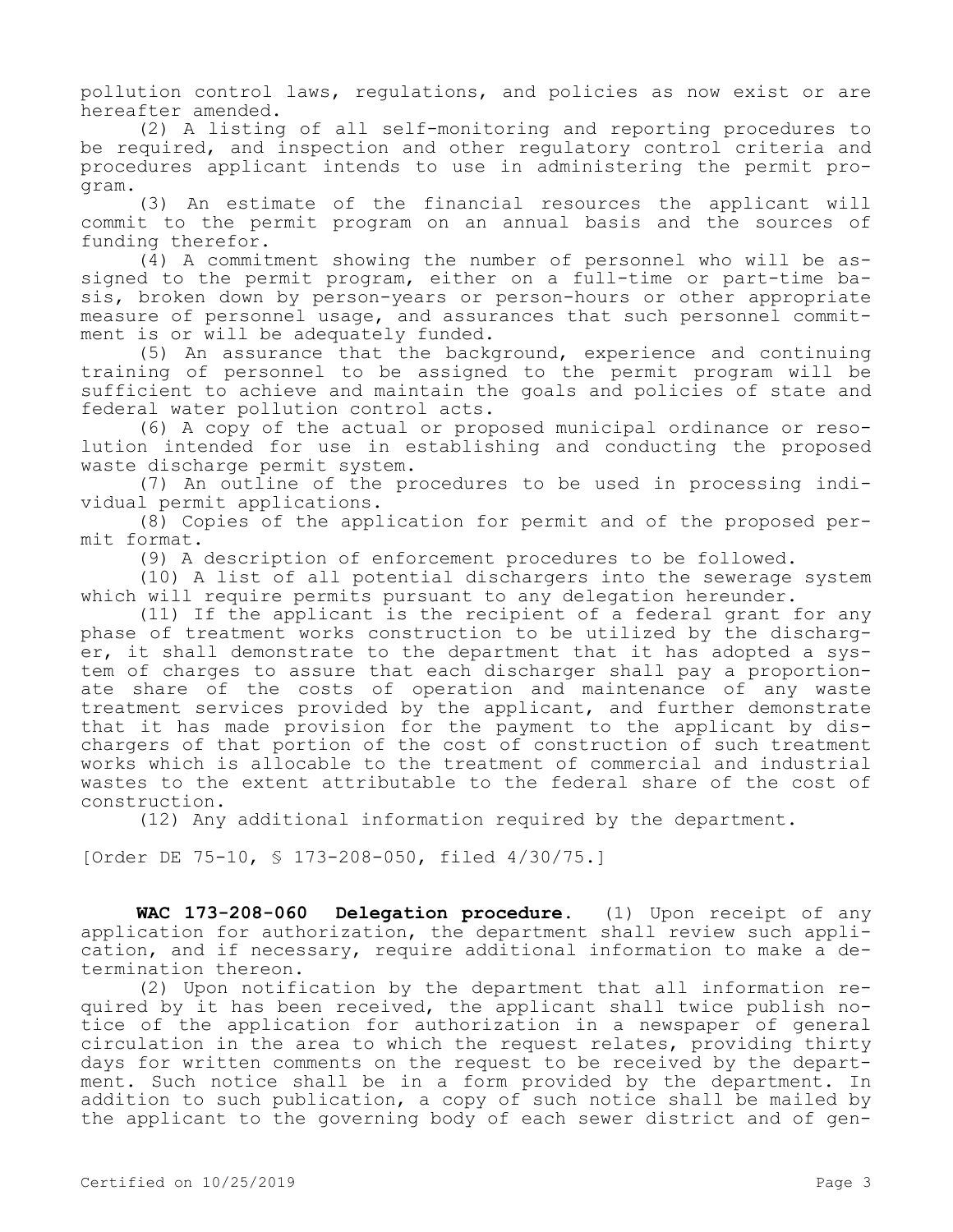pollution control laws, regulations, and policies as now exist or are hereafter amended.

(2) A listing of all self-monitoring and reporting procedures to be required, and inspection and other regulatory control criteria and procedures applicant intends to use in administering the permit program.

(3) An estimate of the financial resources the applicant will commit to the permit program on an annual basis and the sources of funding therefor.

(4) A commitment showing the number of personnel who will be assigned to the permit program, either on a full-time or part-time basis, broken down by person-years or person-hours or other appropriate measure of personnel usage, and assurances that such personnel commitment is or will be adequately funded.

(5) An assurance that the background, experience and continuing training of personnel to be assigned to the permit program will be sufficient to achieve and maintain the goals and policies of state and federal water pollution control acts.

(6) A copy of the actual or proposed municipal ordinance or resolution intended for use in establishing and conducting the proposed waste discharge permit system.

(7) An outline of the procedures to be used in processing individual permit applications.

(8) Copies of the application for permit and of the proposed permit format.

(9) A description of enforcement procedures to be followed.

(10) A list of all potential dischargers into the sewerage system which will require permits pursuant to any delegation hereunder.

(11) If the applicant is the recipient of a federal grant for any phase of treatment works construction to be utilized by the discharger, it shall demonstrate to the department that it has adopted a system of charges to assure that each discharger shall pay a proportionate share of the costs of operation and maintenance of any waste treatment services provided by the applicant, and further demonstrate that it has made provision for the payment to the applicant by dischargers of that portion of the cost of construction of such treatment works which is allocable to the treatment of commercial and industrial wastes to the extent attributable to the federal share of the cost of construction.

(12) Any additional information required by the department.

[Order DE 75-10, § 173-208-050, filed 4/30/75.]

**WAC 173-208-060 Delegation procedure.** (1) Upon receipt of any application for authorization, the department shall review such application, and if necessary, require additional information to make a determination thereon.

(2) Upon notification by the department that all information required by it has been received, the applicant shall twice publish notice of the application for authorization in a newspaper of general circulation in the area to which the request relates, providing thirty days for written comments on the request to be received by the department. Such notice shall be in a form provided by the department. In addition to such publication, a copy of such notice shall be mailed by the applicant to the governing body of each sewer district and of gen-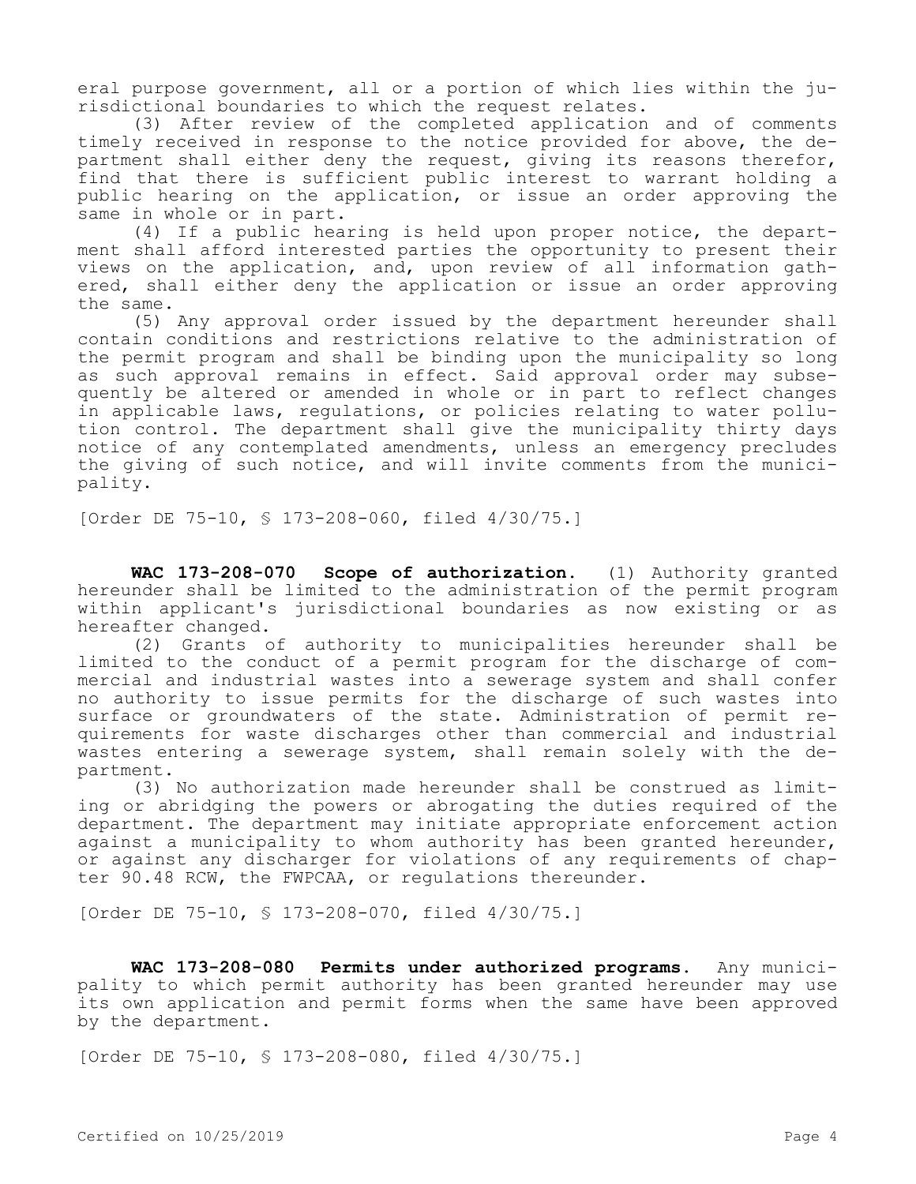eral purpose government, all or a portion of which lies within the jurisdictional boundaries to which the request relates.

(3) After review of the completed application and of comments timely received in response to the notice provided for above, the department shall either deny the request, giving its reasons therefor, find that there is sufficient public interest to warrant holding a public hearing on the application, or issue an order approving the same in whole or in part.

(4) If a public hearing is held upon proper notice, the department shall afford interested parties the opportunity to present their views on the application, and, upon review of all information gathered, shall either deny the application or issue an order approving the same.

(5) Any approval order issued by the department hereunder shall contain conditions and restrictions relative to the administration of the permit program and shall be binding upon the municipality so long as such approval remains in effect. Said approval order may subsequently be altered or amended in whole or in part to reflect changes in applicable laws, regulations, or policies relating to water pollution control. The department shall give the municipality thirty days notice of any contemplated amendments, unless an emergency precludes the giving of such notice, and will invite comments from the municipality.

[Order DE 75-10, § 173-208-060, filed 4/30/75.]

**WAC 173-208-070 Scope of authorization.** (1) Authority granted hereunder shall be limited to the administration of the permit program within applicant's jurisdictional boundaries as now existing or as hereafter changed.

(2) Grants of authority to municipalities hereunder shall be limited to the conduct of a permit program for the discharge of commercial and industrial wastes into a sewerage system and shall confer no authority to issue permits for the discharge of such wastes into surface or groundwaters of the state. Administration of permit requirements for waste discharges other than commercial and industrial wastes entering a sewerage system, shall remain solely with the department.

(3) No authorization made hereunder shall be construed as limiting or abridging the powers or abrogating the duties required of the department. The department may initiate appropriate enforcement action against a municipality to whom authority has been granted hereunder, or against any discharger for violations of any requirements of chapter 90.48 RCW, the FWPCAA, or regulations thereunder.

[Order DE 75-10, § 173-208-070, filed 4/30/75.]

**WAC 173-208-080 Permits under authorized programs.** Any municipality to which permit authority has been granted hereunder may use its own application and permit forms when the same have been approved by the department.

[Order DE 75-10, § 173-208-080, filed 4/30/75.]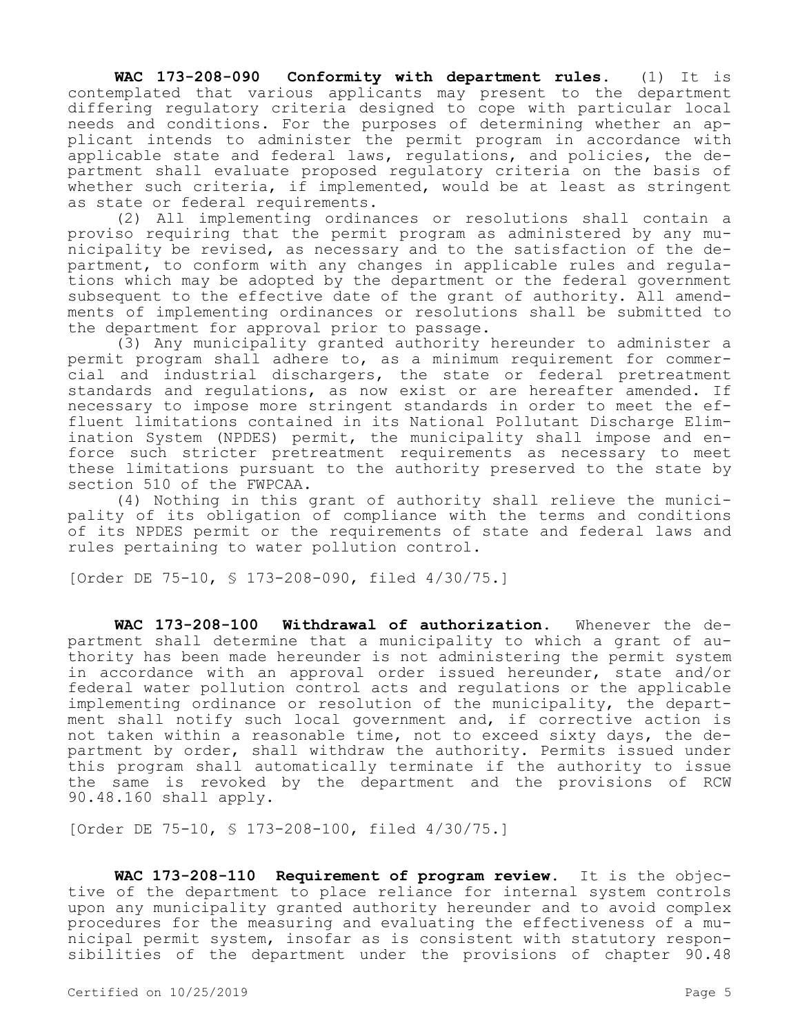**WAC 173-208-090 Conformity with department rules.** (1) It is contemplated that various applicants may present to the department differing regulatory criteria designed to cope with particular local needs and conditions. For the purposes of determining whether an applicant intends to administer the permit program in accordance with applicable state and federal laws, regulations, and policies, the department shall evaluate proposed regulatory criteria on the basis of whether such criteria, if implemented, would be at least as stringent as state or federal requirements.

(2) All implementing ordinances or resolutions shall contain a proviso requiring that the permit program as administered by any municipality be revised, as necessary and to the satisfaction of the department, to conform with any changes in applicable rules and regulations which may be adopted by the department or the federal government subsequent to the effective date of the grant of authority. All amendments of implementing ordinances or resolutions shall be submitted to the department for approval prior to passage.

(3) Any municipality granted authority hereunder to administer a permit program shall adhere to, as a minimum requirement for commercial and industrial dischargers, the state or federal pretreatment standards and regulations, as now exist or are hereafter amended. If necessary to impose more stringent standards in order to meet the effluent limitations contained in its National Pollutant Discharge Elimination System (NPDES) permit, the municipality shall impose and enforce such stricter pretreatment requirements as necessary to meet these limitations pursuant to the authority preserved to the state by section 510 of the FWPCAA.

(4) Nothing in this grant of authority shall relieve the municipality of its obligation of compliance with the terms and conditions of its NPDES permit or the requirements of state and federal laws and rules pertaining to water pollution control.

[Order DE 75-10, § 173-208-090, filed 4/30/75.]

**WAC 173-208-100 Withdrawal of authorization.** Whenever the department shall determine that a municipality to which a grant of authority has been made hereunder is not administering the permit system in accordance with an approval order issued hereunder, state and/or federal water pollution control acts and regulations or the applicable implementing ordinance or resolution of the municipality, the department shall notify such local government and, if corrective action is not taken within a reasonable time, not to exceed sixty days, the department by order, shall withdraw the authority. Permits issued under this program shall automatically terminate if the authority to issue the same is revoked by the department and the provisions of RCW 90.48.160 shall apply.

[Order DE 75-10, § 173-208-100, filed 4/30/75.]

**WAC 173-208-110 Requirement of program review.** It is the objective of the department to place reliance for internal system controls upon any municipality granted authority hereunder and to avoid complex procedures for the measuring and evaluating the effectiveness of a municipal permit system, insofar as is consistent with statutory responsibilities of the department under the provisions of chapter 90.48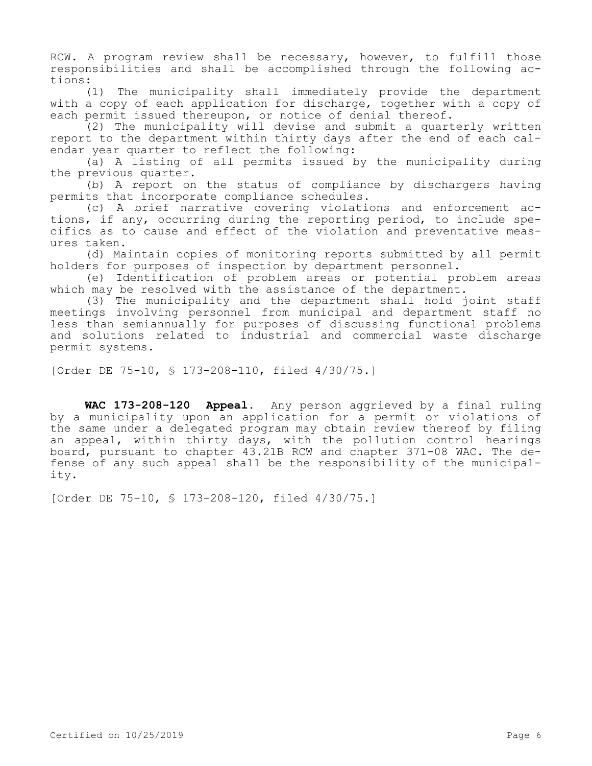RCW. A program review shall be necessary, however, to fulfill those responsibilities and shall be accomplished through the following actions:

(1) The municipality shall immediately provide the department with a copy of each application for discharge, together with a copy of each permit issued thereupon, or notice of denial thereof.

(2) The municipality will devise and submit a quarterly written report to the department within thirty days after the end of each calendar year quarter to reflect the following:

(a) A listing of all permits issued by the municipality during the previous quarter.

(b) A report on the status of compliance by dischargers having permits that incorporate compliance schedules.

(c) A brief narrative covering violations and enforcement actions, if any, occurring during the reporting period, to include specifics as to cause and effect of the violation and preventative measures taken.

(d) Maintain copies of monitoring reports submitted by all permit holders for purposes of inspection by department personnel.

(e) Identification of problem areas or potential problem areas which may be resolved with the assistance of the department.

(3) The municipality and the department shall hold joint staff meetings involving personnel from municipal and department staff no less than semiannually for purposes of discussing functional problems and solutions related to industrial and commercial waste discharge permit systems.

[Order DE 75-10, § 173-208-110, filed 4/30/75.]

**WAC 173-208-120 Appeal.** Any person aggrieved by a final ruling by a municipality upon an application for a permit or violations of the same under a delegated program may obtain review thereof by filing an appeal, within thirty days, with the pollution control hearings board, pursuant to chapter 43.21B RCW and chapter 371-08 WAC. The defense of any such appeal shall be the responsibility of the municipality.

[Order DE 75-10, § 173-208-120, filed 4/30/75.]